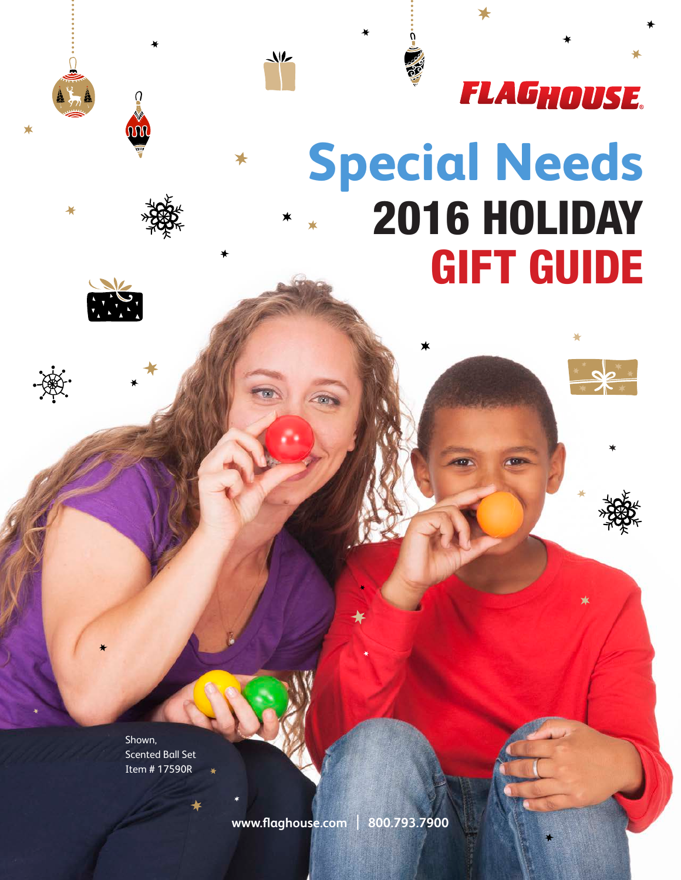FLAGHOUSE®

# Special Needs 2016 HOLIDAY GIFT GUIDE

Shown,
Scented Ball Set
Item # 17590R

www.flaghouse.com | 800.793.7900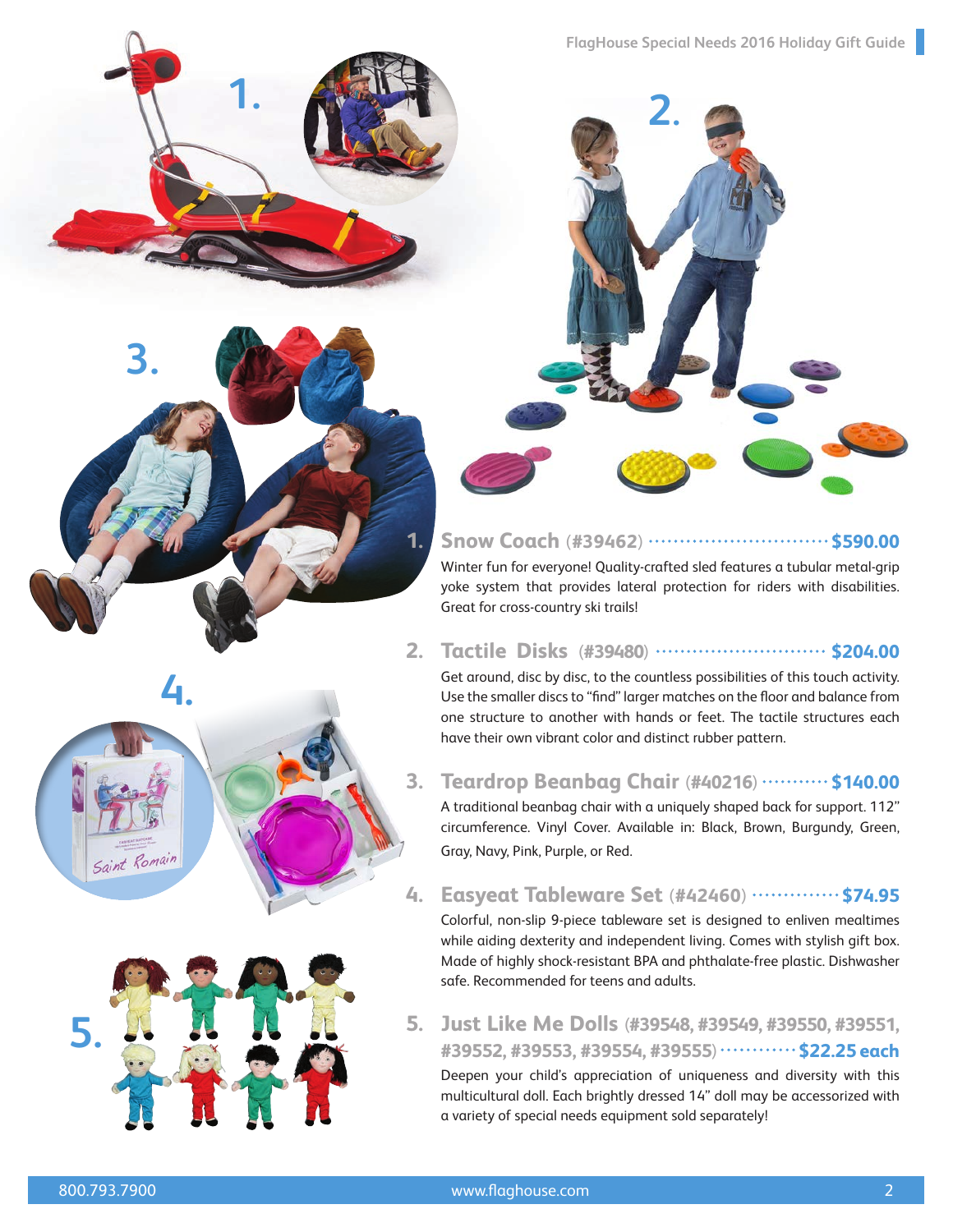1. **Snow Coach** (#39462) ............................ **$590.00**

   Winter fun for everyone! Quality-crafted sled features a tubular metal-grip yoke system that provides lateral protection for riders with disabilities. Great for cross-country ski trails!

2. **Tactile Disks** (#39480) ............................ **$204.00**

   Get around, disc by disc, to the countless possibilities of this touch activity. Use the smaller discs to "find" larger matches on the floor and balance from one structure to another with hands or feet. The tactile structures each have their own vibrant color and distinct rubber pattern.

3. **Teardrop Beanbag Chair** (#40216) ........... **$140.00**

   A traditional beanbag chair with a uniquely shaped back for support. 112" circumference. Vinyl Cover. Available in: Black, Brown, Burgundy, Green, Gray, Navy, Pink, Purple, or Red.

4. **Easyeat Tableware Set** (#42460) ............... **$74.95**

   Colorful, non-slip 9-piece tableware set is designed to enliven mealtimes while aiding dexterity and independent living. Comes with stylish gift box. Made of highly shock-resistant BPA and phthalate-free plastic. Dishwasher safe. Recommended for teens and adults.

5. **Just Like Me Dolls** (#39548, #39549, #39550, #39551, #39552, #39553, #39554, #39555) ............ **$22.25 each**

   Deepen your child's appreciation of uniqueness and diversity with this multicultural doll. Each brightly dressed 14" doll may be accessorized with a variety of special needs equipment sold separately!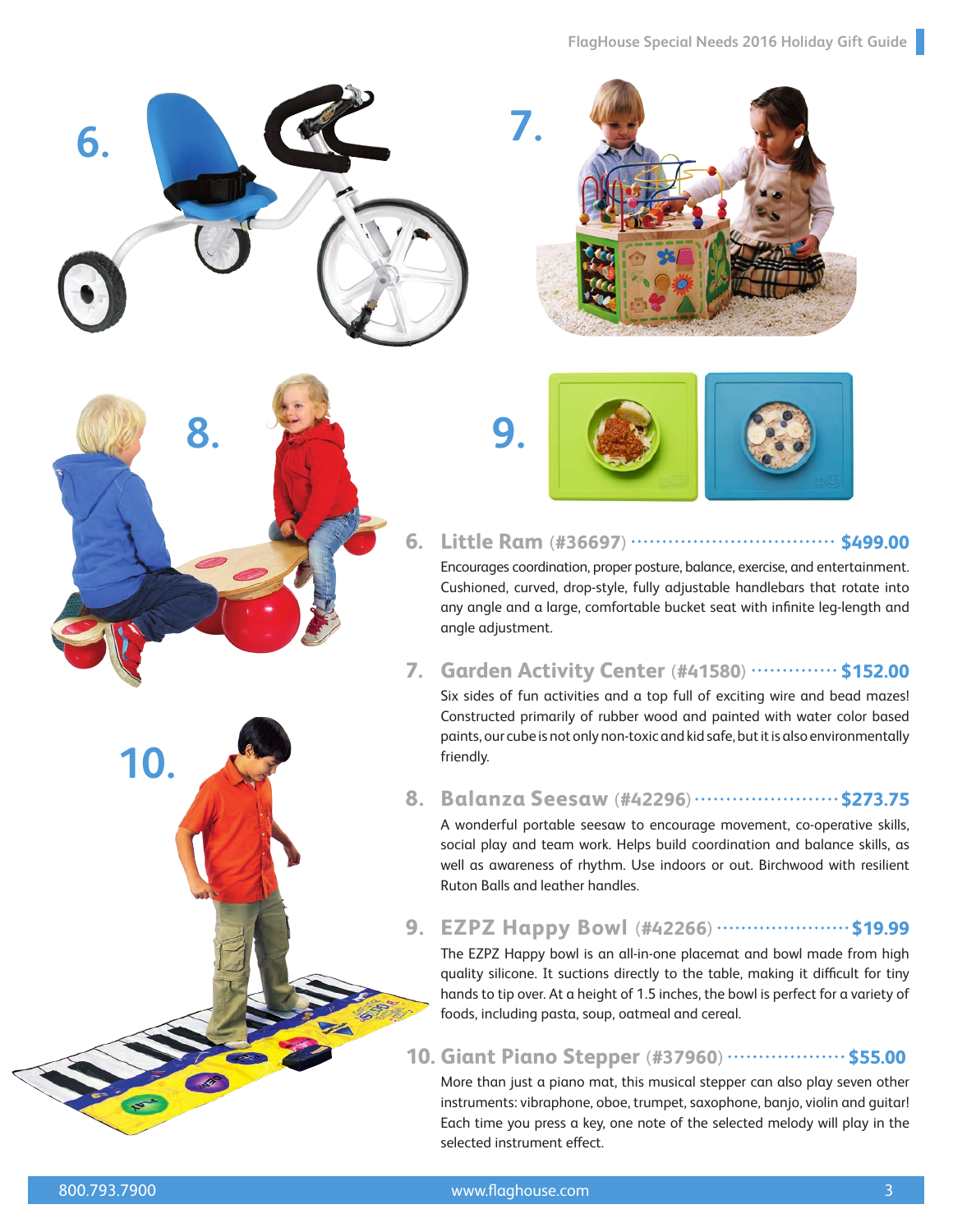## 6. Little Ram (#36697) ········ $499.00

Encourages coordination, proper posture, balance, exercise, and entertainment. Cushioned, curved, drop-style, fully adjustable handlebars that rotate into any angle and a large, comfortable bucket seat with infinite leg-length and angle adjustment.

## 7. Garden Activity Center (#41580) ········ $152.00

Six sides of fun activities and a top full of exciting wire and bead mazes! Constructed primarily of rubber wood and painted with water color based paints, our cube is not only non-toxic and kid safe, but it is also environmentally friendly.

## 8. Balanza Seesaw (#42296) ········ $273.75

A wonderful portable seesaw to encourage movement, co-operative skills, social play and team work. Helps build coordination and balance skills, as well as awareness of rhythm. Use indoors or out. Birchwood with resilient Ruton Balls and leather handles.

## 9. EZPZ Happy Bowl (#42266) ········ $19.99

The EZPZ Happy bowl is an all-in-one placemat and bowl made from high quality silicone. It suctions directly to the table, making it difficult for tiny hands to tip over. At a height of 1.5 inches, the bowl is perfect for a variety of foods, including pasta, soup, oatmeal and cereal.

## 10. Giant Piano Stepper (#37960) ········ $55.00

More than just a piano mat, this musical stepper can also play seven other instruments: vibraphone, oboe, trumpet, saxophone, banjo, violin and guitar! Each time you press a key, one note of the selected melody will play in the selected instrument effect.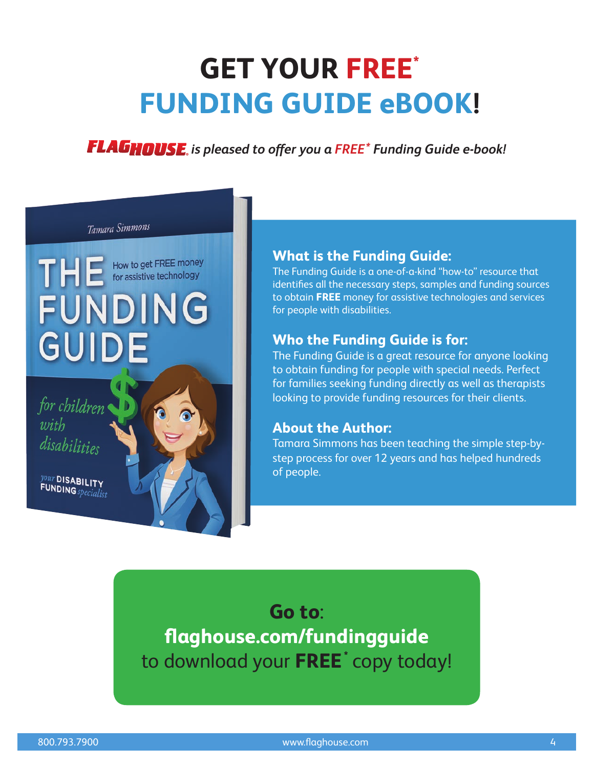# GET YOUR FREE* FUNDING GUIDE eBOOK!

***FLAGHOUSE. is pleased to offer you a FREE* Funding Guide e-book!***

### What is the Funding Guide:

The Funding Guide is a one-of-a-kind "how-to" resource that identifies all the necessary steps, samples and funding sources to obtain **FREE** money for assistive technologies and services for people with disabilities.

### Who the Funding Guide is for:

The Funding Guide is a great resource for anyone looking to obtain funding for people with special needs. Perfect for families seeking funding directly as well as therapists looking to provide funding resources for their clients.

### About the Author:

Tamara Simmons has been teaching the simple step-by-step process for over 12 years and has helped hundreds of people.

**Go to**:
**flaghouse.com/fundingguide**
to download your **FREE*** copy today!

800.793.7900 www.flaghouse.com